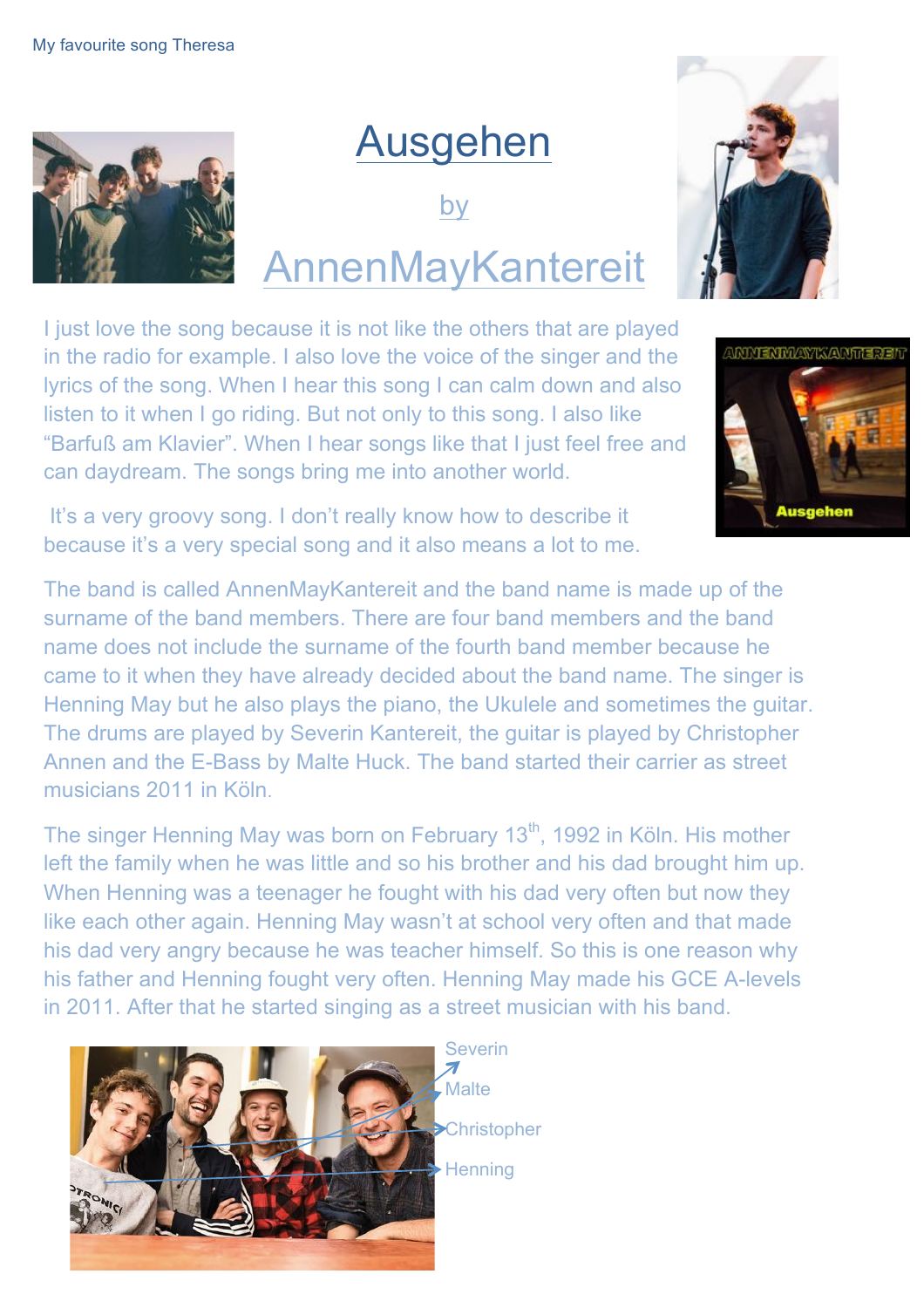My favourite song Theresa

# Ausgehen

by

## AnnenMayKantereit

I just love the song because it is not like the others that are played in the radio for example. I also love the voice of the singer and the lyrics of the song. When I hear this song I can calm down and also listen to it when I go riding. But not only to this song. I also like "Barfuß am Klavier". When I hear songs like that I just feel free and can daydream. The songs bring me into another world.

It's a very groovy song. I don't really know how to describe it because it's a very special song and it also means a lot to me.

The band is called AnnenMayKantereit and the band name is made up of the surname of the band members. There are four band members and the band name does not include the surname of the fourth band member because he came to it when they have already decided about the band name. The singer is Henning May but he also plays the piano, the Ukulele and sometimes the guitar. The drums are played by Severin Kantereit, the guitar is played by Christopher Annen and the E-Bass by Malte Huck. The band started their carrier as street musicians 2011 in Köln.

The singer Henning May was born on February 13th, 1992 in Köln. His mother left the family when he was little and so his brother and his dad brought him up. When Henning was a teenager he fought with his dad very often but now they like each other again. Henning May wasn't at school very often and that made his dad very angry because he was teacher himself. So this is one reason why his father and Henning fought very often. Henning May made his GCE A-levels in 2011. After that he started singing as a street musician with his band.

Severin
Malte
Christopher
Henning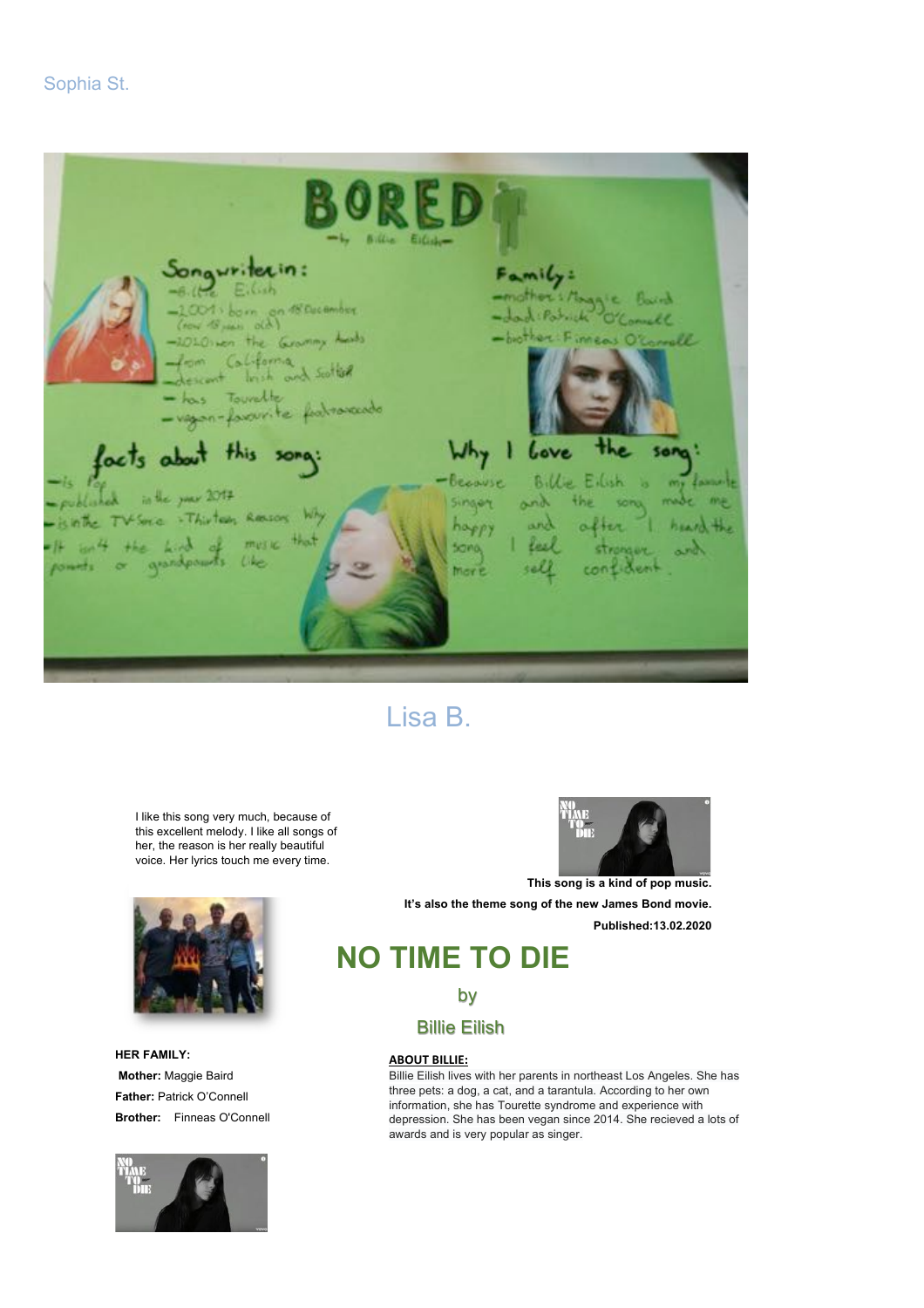Sophia St.

# BORED

— by Billie Eilish —

**Songwriterin:**

- Billie Eilish
- 2001: born on 18 December (now 18 years old)
- 2020: won the Grammy Awards
- from California
- descent Irish and Scottish
- has Tourette
- vegan - favourite food avocado

**Family:**

- mother: Maggie Baird
- dad: Patrick O'Connell
- brother: Finneas O'Connell

**facts about this song:**

- is Pop
- published in the year 2017
- is in the TV-Serie "Thirteen Reasons Why"
- It isn't the kind of music that parents or grandparents like

**Why I love the song:**

- Because Billie Eilish is my favourite singer and the song made me happy and after I heard the song I feel stronger and more self confident.

Lisa B.

I like this song very much, because of this excellent melody. I like all songs of her, the reason is her really beautiful voice. Her lyrics touch me every time.

**This song is a kind of pop music.**

**It's also the theme song of the new James Bond movie.**

**Published:13.02.2020**

# NO TIME TO DIE

by

Billie Eilish

**HER FAMILY:**

**Mother:** Maggie Baird

**Father:** Patrick O'Connell

**Brother:** Finneas O'Connell

**ABOUT BILLIE:**

Billie Eilish lives with her parents in northeast Los Angeles. She has three pets: a dog, a cat, and a tarantula. According to her own information, she has Tourette syndrome and experience with depression. She has been vegan since 2014. She recieved a lots of awards and is very popular as singer.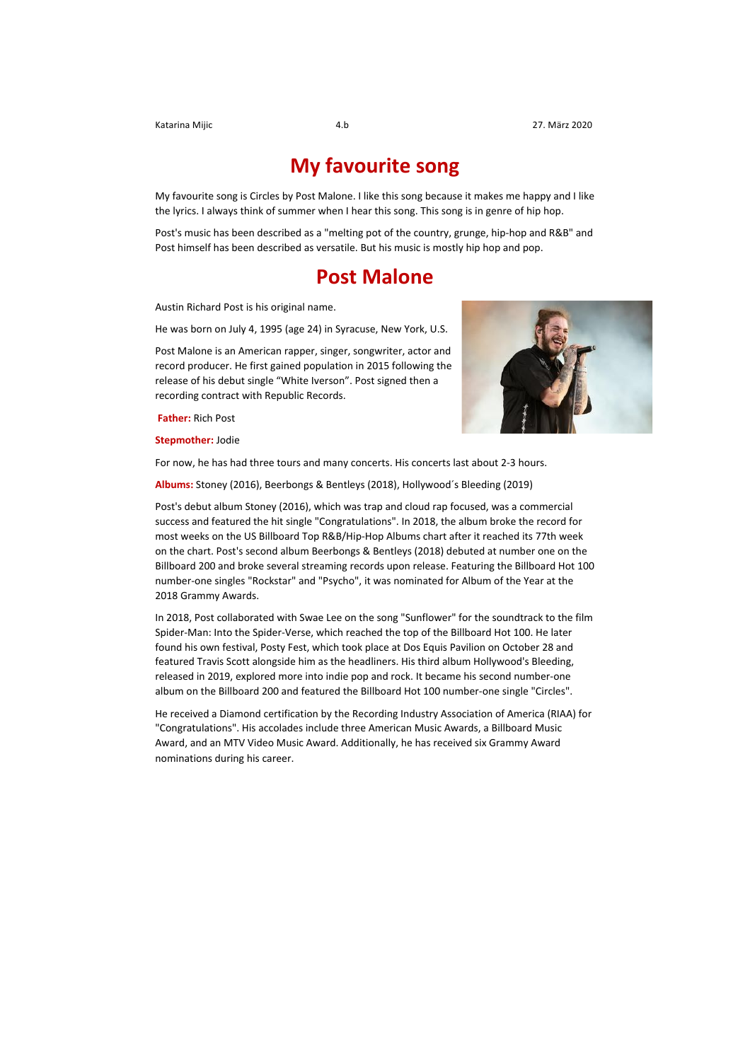Katarina Mijic 4.b 27. März 2020

# My favourite song

My favourite song is Circles by Post Malone. I like this song because it makes me happy and I like the lyrics. I always think of summer when I hear this song. This song is in genre of hip hop.

Post's music has been described as a "melting pot of the country, grunge, hip-hop and R&B" and Post himself has been described as versatile. But his music is mostly hip hop and pop.

# Post Malone

Austin Richard Post is his original name.

He was born on July 4, 1995 (age 24) in Syracuse, New York, U.S.

Post Malone is an American rapper, singer, songwriter, actor and record producer. He first gained population in 2015 following the release of his debut single "White Iverson". Post signed then a recording contract with Republic Records.

**Father:** Rich Post

**Stepmother:** Jodie

For now, he has had three tours and many concerts. His concerts last about 2-3 hours.

**Albums:** Stoney (2016), Beerbongs & Bentleys (2018), Hollywood´s Bleeding (2019)

Post's debut album Stoney (2016), which was trap and cloud rap focused, was a commercial success and featured the hit single "Congratulations". In 2018, the album broke the record for most weeks on the US Billboard Top R&B/Hip-Hop Albums chart after it reached its 77th week on the chart. Post's second album Beerbongs & Bentleys (2018) debuted at number one on the Billboard 200 and broke several streaming records upon release. Featuring the Billboard Hot 100 number-one singles "Rockstar" and "Psycho", it was nominated for Album of the Year at the 2018 Grammy Awards.

In 2018, Post collaborated with Swae Lee on the song "Sunflower" for the soundtrack to the film Spider-Man: Into the Spider-Verse, which reached the top of the Billboard Hot 100. He later found his own festival, Posty Fest, which took place at Dos Equis Pavilion on October 28 and featured Travis Scott alongside him as the headliners. His third album Hollywood's Bleeding, released in 2019, explored more into indie pop and rock. It became his second number-one album on the Billboard 200 and featured the Billboard Hot 100 number-one single "Circles".

He received a Diamond certification by the Recording Industry Association of America (RIAA) for "Congratulations". His accolades include three American Music Awards, a Billboard Music Award, and an MTV Video Music Award. Additionally, he has received six Grammy Award nominations during his career.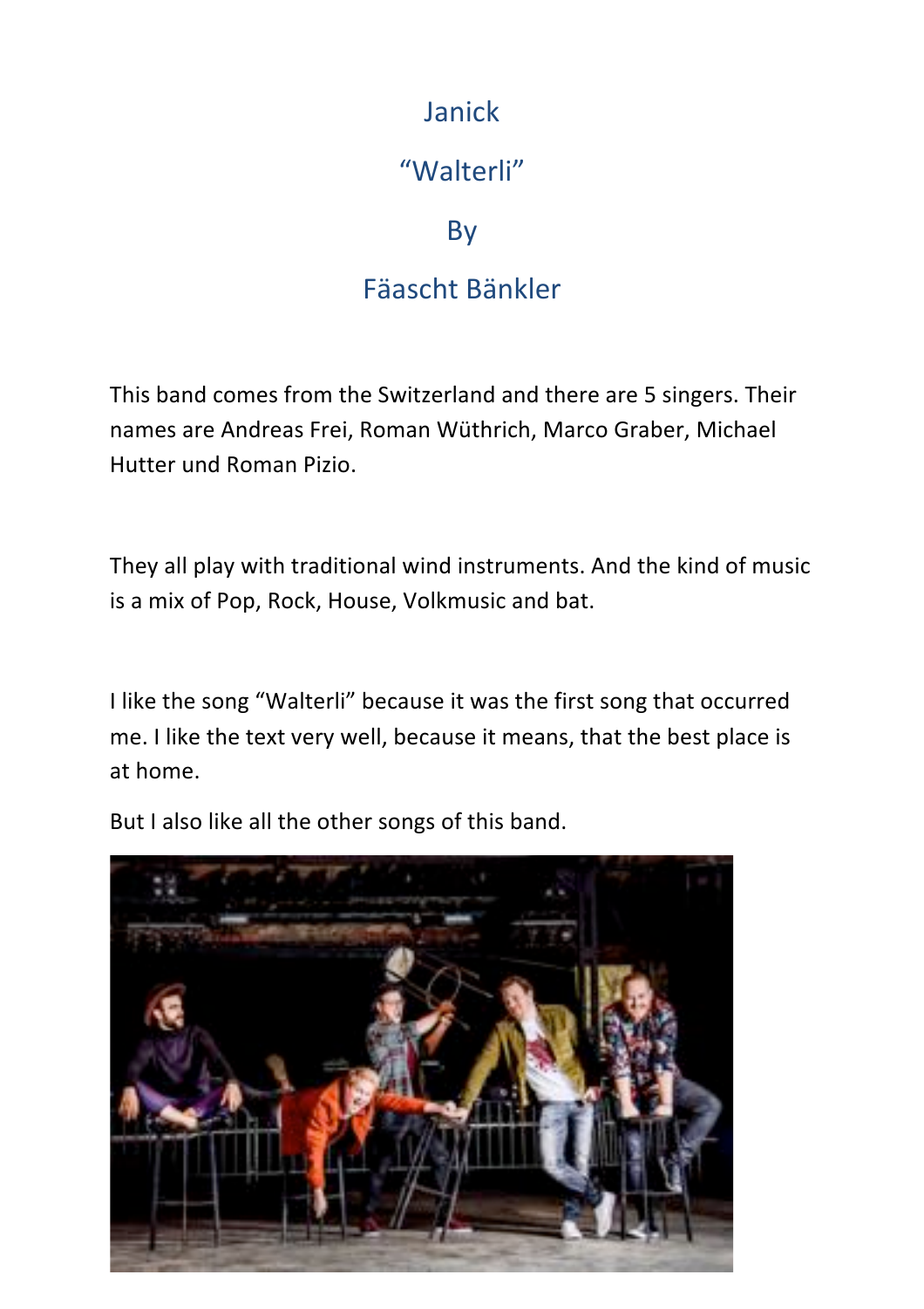# Janick

# "Walterli"

# By

# Fäascht Bänkler

This band comes from the Switzerland and there are 5 singers. Their names are Andreas Frei, Roman Wüthrich, Marco Graber, Michael Hutter und Roman Pizio.

They all play with traditional wind instruments. And the kind of music is a mix of Pop, Rock, House, Volkmusic and bat.

I like the song "Walterli" because it was the first song that occurred me. I like the text very well, because it means, that the best place is at home.

But I also like all the other songs of this band.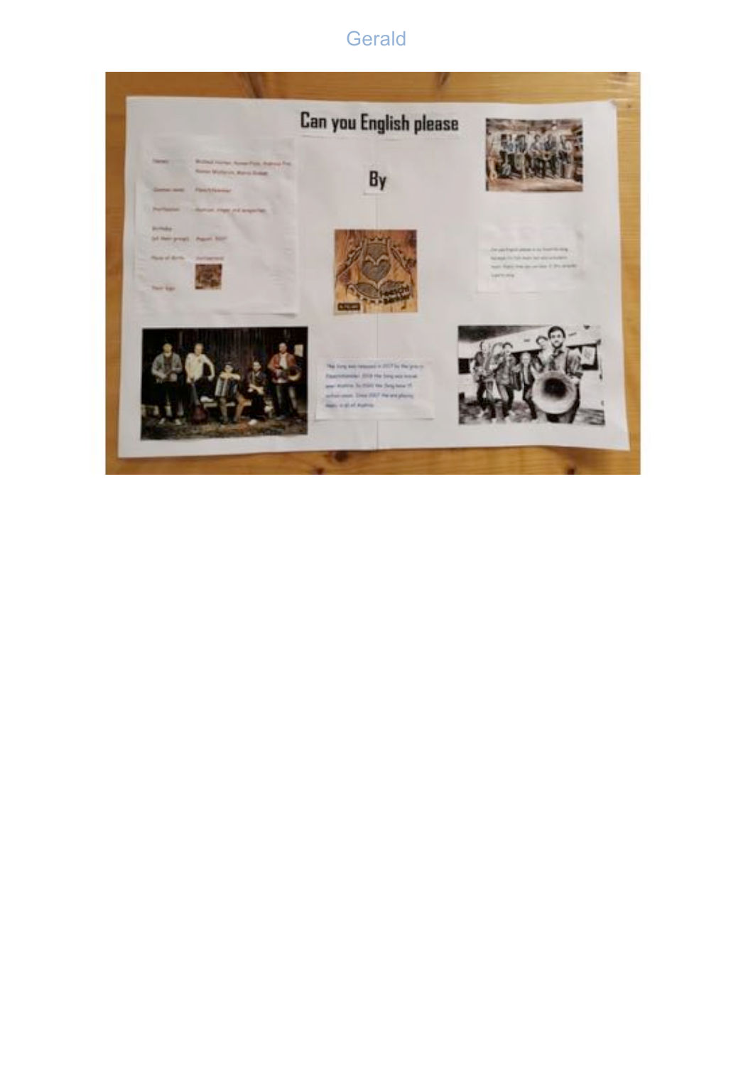Gerald

# Can you English please

By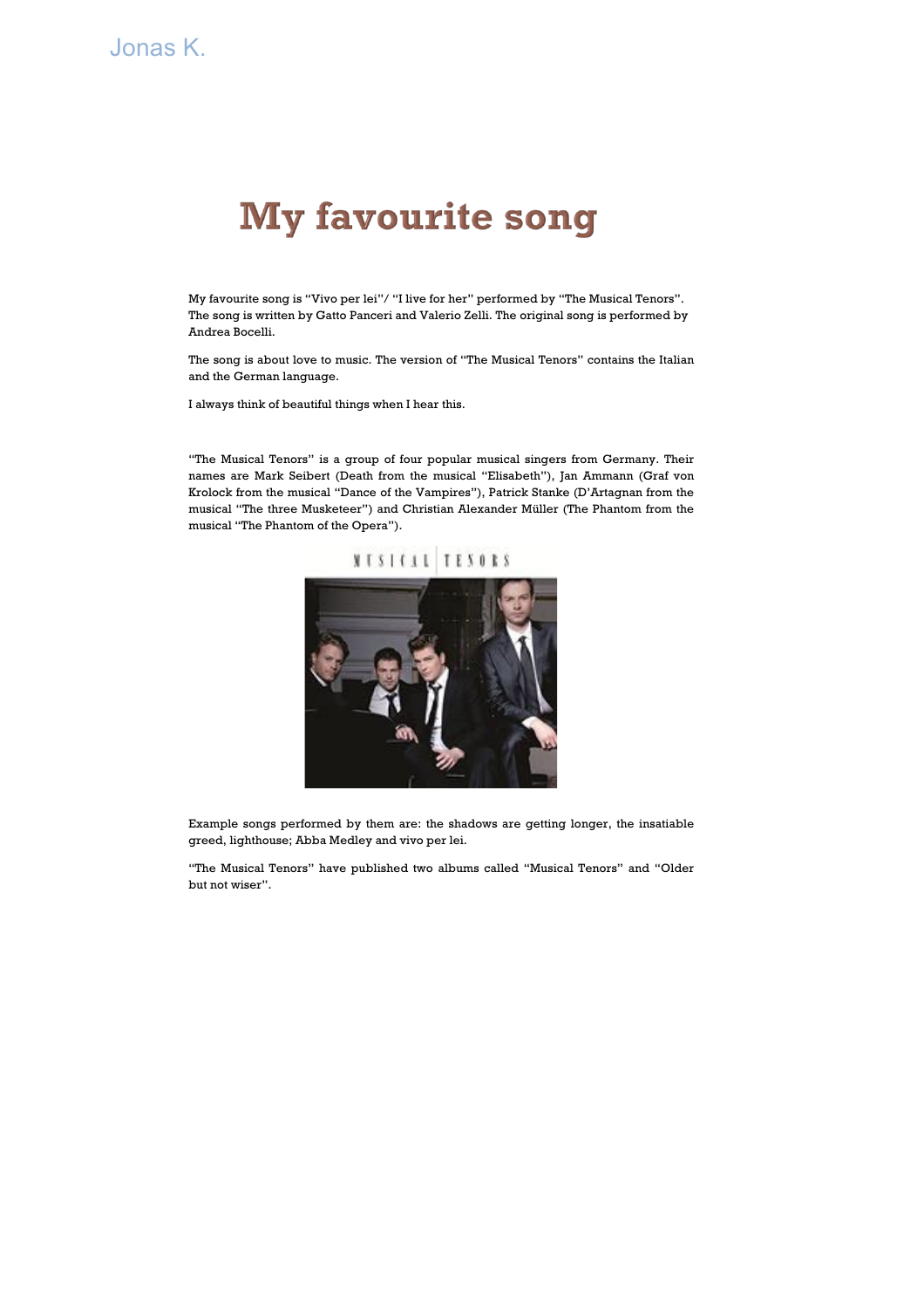Jonas K.

# My favourite song

My favourite song is "Vivo per lei"/ "I live for her" performed by "The Musical Tenors". The song is written by Gatto Panceri and Valerio Zelli. The original song is performed by Andrea Bocelli.

The song is about love to music. The version of "The Musical Tenors" contains the Italian and the German language.

I always think of beautiful things when I hear this.

"The Musical Tenors" is a group of four popular musical singers from Germany. Their names are Mark Seibert (Death from the musical "Elisabeth"), Jan Ammann (Graf von Krolock from the musical "Dance of the Vampires"), Patrick Stanke (D'Artagnan from the musical "The three Musketeer") and Christian Alexander Müller (The Phantom from the musical "The Phantom of the Opera").

Example songs performed by them are: the shadows are getting longer, the insatiable greed, lighthouse; Abba Medley and vivo per lei.

"The Musical Tenors" have published two albums called "Musical Tenors" and "Older but not wiser".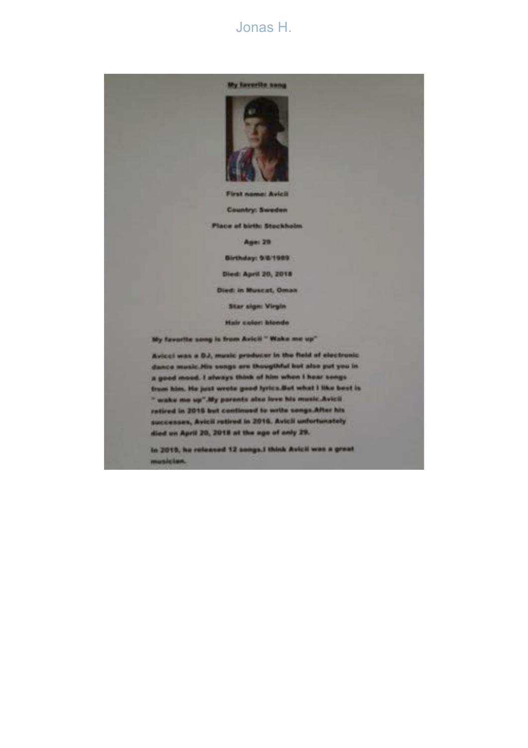Jonas H.

## My favorite song

First name: Avicii

Country: Sweden

Place of birth: Stockholm

Age: 29

Birthday: 9/8/1989

Died: April 20, 2018

Died: in Muscat, Oman

Star sign: Virgin

Hair color: blonde

My favorite song is from Avicii " Wake me up"

Avicci was a DJ, music producer in the field of electronic dance music.His songs are thougthful but also put you in a good mood. I always think of him when I hear songs from him. He just wrote good lyrics.But what I like best is " wake me up".My parents also love his music.Avicii retired in 2016 but continued to write songs.After his successes, Avicii retired in 2016. Avicii unfortunately died on April 20, 2018 at the age of only 29.

In 2019, he released 12 songs.I think Avicii was a great musician.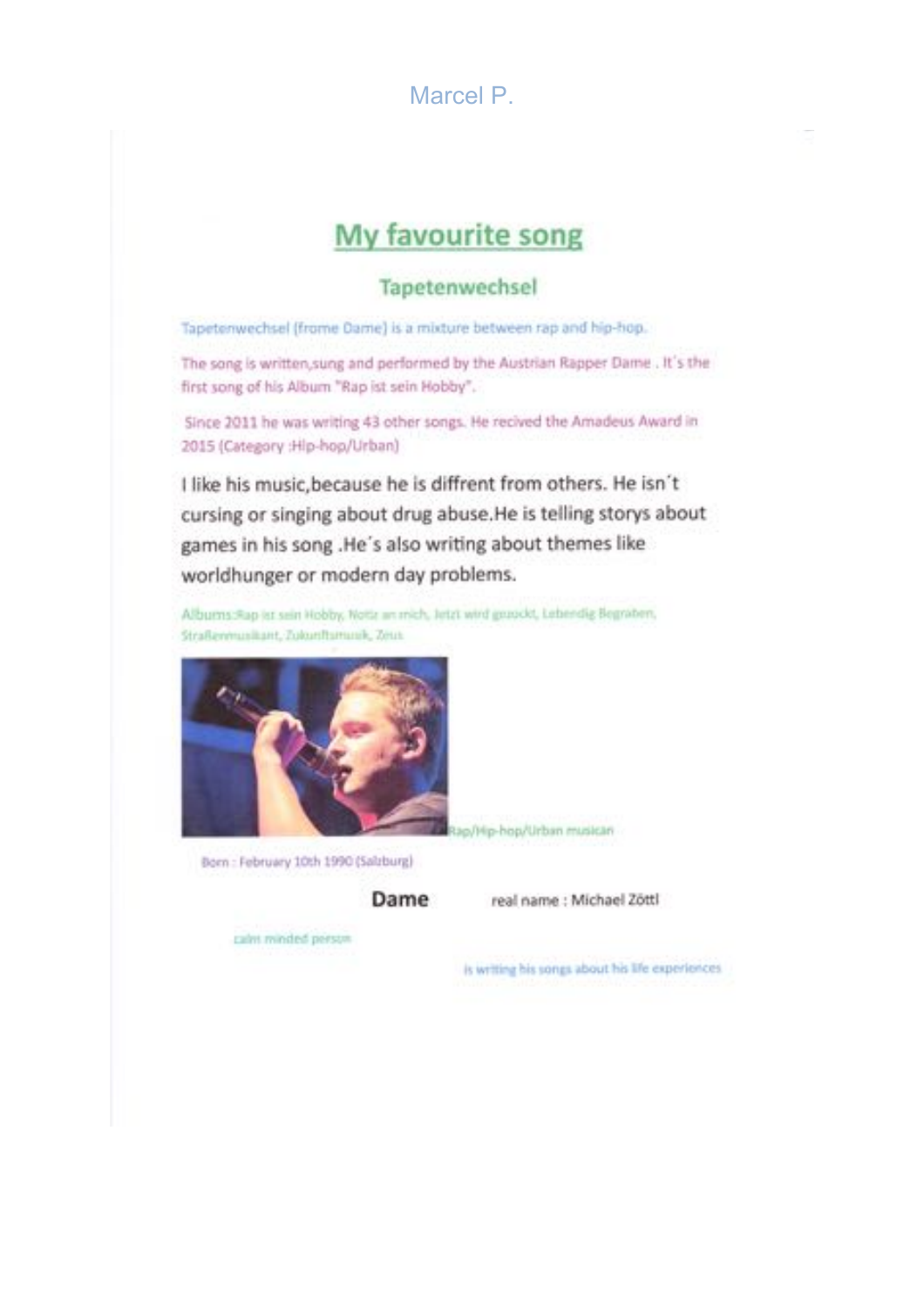Marcel P.

# My favourite song

## Tapetenwechsel

Tapetenwechsel (frome Dame) is a mixture between rap and hip-hop.

The song is written,sung and performed by the Austrian Rapper Dame . It´s the first song of his Album "Rap ist sein Hobby".

Since 2011 he was writing 43 other songs. He recived the Amadeus Award in 2015 (Category :Hip-hop/Urban)

I like his music,because he is diffrent from others. He isn´t cursing or singing about drug abuse.He is telling storys about games in his song .He´s also writing about themes like worldhunger or modern day problems.

Albums:Rap ist sein Hobby, Notiz an mich, Jetzt wird gezockt, Lebendig Begraben, Straßenmusikant, Zukunftsmusik, Zeus

Rap/Hip-hop/Urban musican

Born : February 10th 1990 (Salzburg)

**Dame** real name : Michael Zöttl

calm minded person

is writing his songs about his life experiences